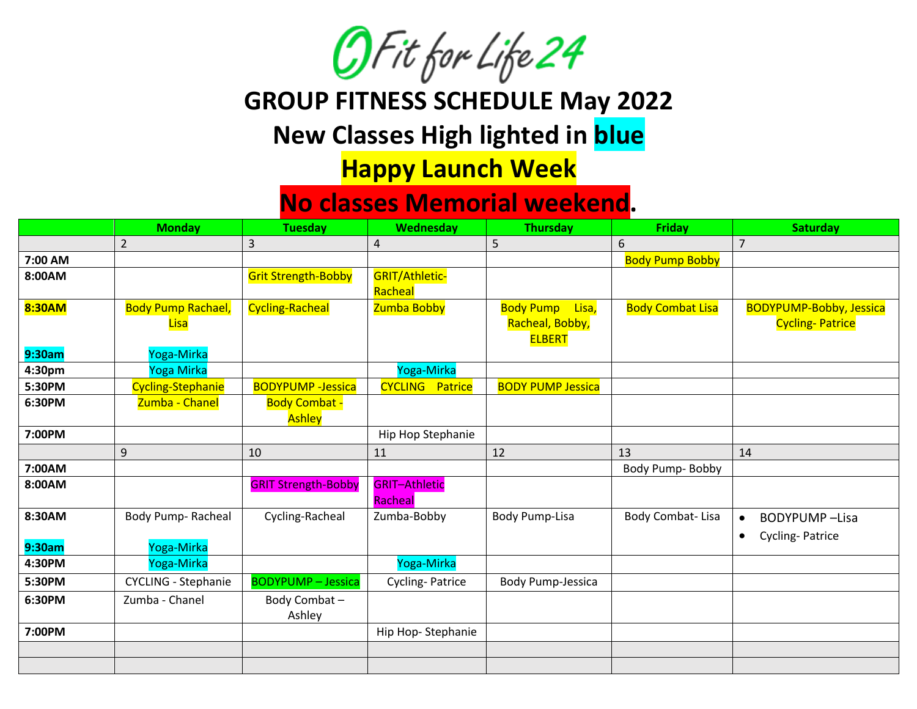# Fit for Life 24

## GROUP FITNESS SCHEDULE May 2022

## New Classes High lighted in blue

## Happy Launch Week

## No classes Memorial weekend.

| | Monday | Tuesday | Wednesday | Thursday | Friday | Saturday |
|---|---|---|---|---|---|---|
| | 2 | 3 | 4 | 5 | 6 | 7 |
| 7:00 AM | | | | | Body Pump Bobby | |
| 8:00AM | | Grit Strength-Bobby | GRIT/Athletic-Racheal | | | |
| 8:30AM | Body Pump Rachael, Lisa | Cycling-Racheal | Zumba Bobby | Body Pump Lisa, Racheal, Bobby, ELBERT | Body Combat Lisa | BODYPUMP-Bobby, Jessica Cycling- Patrice |
| 9:30am | Yoga-Mirka | | | | | |
| 4:30pm | Yoga Mirka | | Yoga-Mirka | | | |
| 5:30PM | Cycling-Stephanie | BODYPUMP -Jessica | CYCLING Patrice | BODY PUMP Jessica | | |
| 6:30PM | Zumba - Chanel | Body Combat - Ashley | | | | |
| 7:00PM | | | Hip Hop Stephanie | | | |
| | 9 | 10 | 11 | 12 | 13 | 14 |
| 7:00AM | | | | | Body Pump- Bobby | |
| 8:00AM | | GRIT Strength-Bobby | GRIT–Athletic Racheal | | | |
| 8:30AM | Body Pump- Racheal | Cycling-Racheal | Zumba-Bobby | Body Pump-Lisa | Body Combat- Lisa | • BODYPUMP –Lisa<br>• Cycling- Patrice |
| 9:30am | Yoga-Mirka | | | | | |
| 4:30PM | Yoga-Mirka | | Yoga-Mirka | | | |
| 5:30PM | CYCLING - Stephanie | BODYPUMP – Jessica | Cycling- Patrice | Body Pump-Jessica | | |
| 6:30PM | Zumba - Chanel | Body Combat – Ashley | | | | |
| 7:00PM | | | Hip Hop- Stephanie | | | |
| | | | | | | |
| | | | | | | |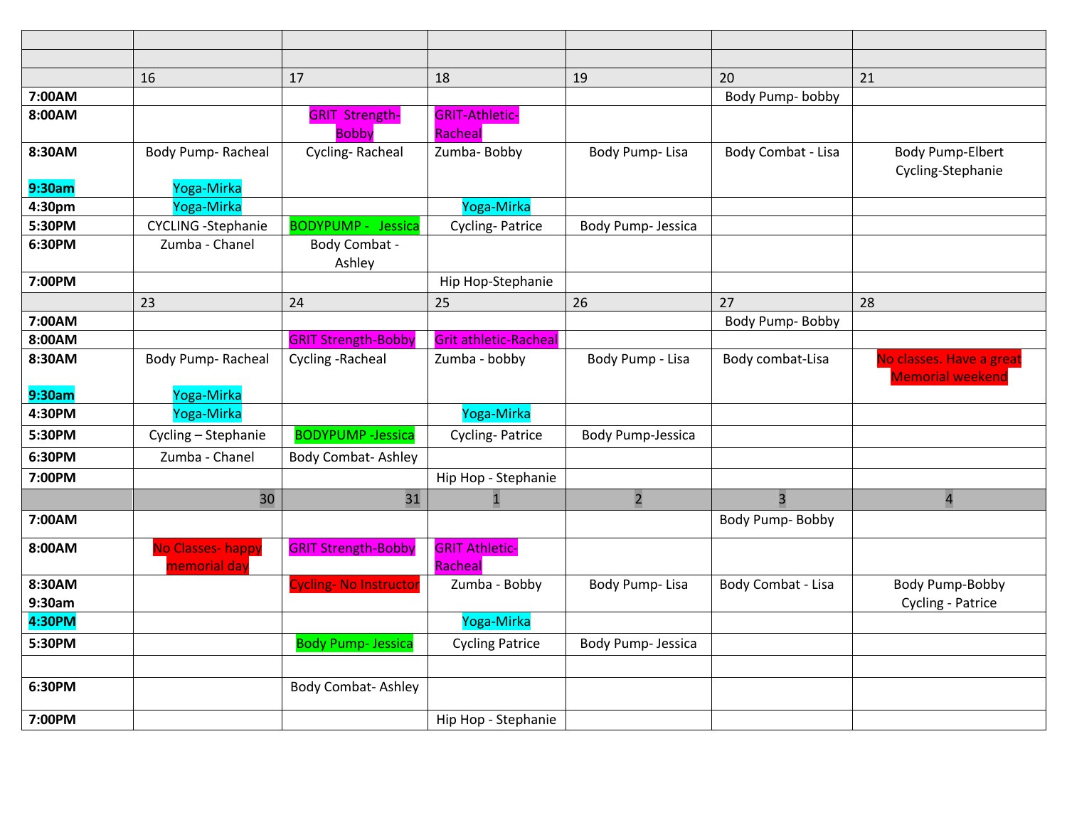| | | | | | | |
|---|---|---|---|---|---|---|
| | | | | | | |
| | 16 | 17 | 18 | 19 | 20 | 21 |
| 7:00AM | | | | | Body Pump- bobby | |
| 8:00AM | | GRIT Strength-Bobby | GRIT-Athletic-Racheal | | | |
| 8:30AM<br><br>9:30am | Body Pump- Racheal<br><br>Yoga-Mirka | Cycling- Racheal | Zumba- Bobby | Body Pump- Lisa | Body Combat - Lisa | Body Pump-Elbert<br>Cycling-Stephanie |
| 4:30pm | Yoga-Mirka | | Yoga-Mirka | | | |
| 5:30PM | CYCLING -Stephanie | BODYPUMP - Jessica | Cycling- Patrice | Body Pump- Jessica | | |
| 6:30PM | Zumba - Chanel | Body Combat - Ashley | | | | |
| 7:00PM | | | Hip Hop-Stephanie | | | |
| | 23 | 24 | 25 | 26 | 27 | 28 |
| 7:00AM | | | | | Body Pump- Bobby | |
| 8:00AM | | GRIT Strength-Bobby | Grit athletic-Racheal | | | |
| 8:30AM<br><br>9:30am | Body Pump- Racheal<br><br>Yoga-Mirka | Cycling -Racheal | Zumba - bobby | Body Pump - Lisa | Body combat-Lisa | No classes. Have a great Memorial weekend |
| 4:30PM | Yoga-Mirka | | Yoga-Mirka | | | |
| 5:30PM | Cycling – Stephanie | BODYPUMP -Jessica | Cycling- Patrice | Body Pump-Jessica | | |
| 6:30PM | Zumba - Chanel | Body Combat- Ashley | | | | |
| 7:00PM | | | Hip Hop - Stephanie | | | |
| | 30 | 31 | 1 | 2 | 3 | 4 |
| 7:00AM | | | | | Body Pump- Bobby | |
| 8:00AM | No Classes- happy memorial day | GRIT Strength-Bobby | GRIT Athletic-Racheal | | | |
| 8:30AM<br>9:30am | | Cycling- No Instructor | Zumba - Bobby | Body Pump- Lisa | Body Combat - Lisa | Body Pump-Bobby<br>Cycling - Patrice |
| 4:30PM | | | Yoga-Mirka | | | |
| 5:30PM | | Body Pump- Jessica | Cycling Patrice | Body Pump- Jessica | | |
| | | | | | | |
| 6:30PM | | Body Combat- Ashley | | | | |
| 7:00PM | | | Hip Hop - Stephanie | | | |